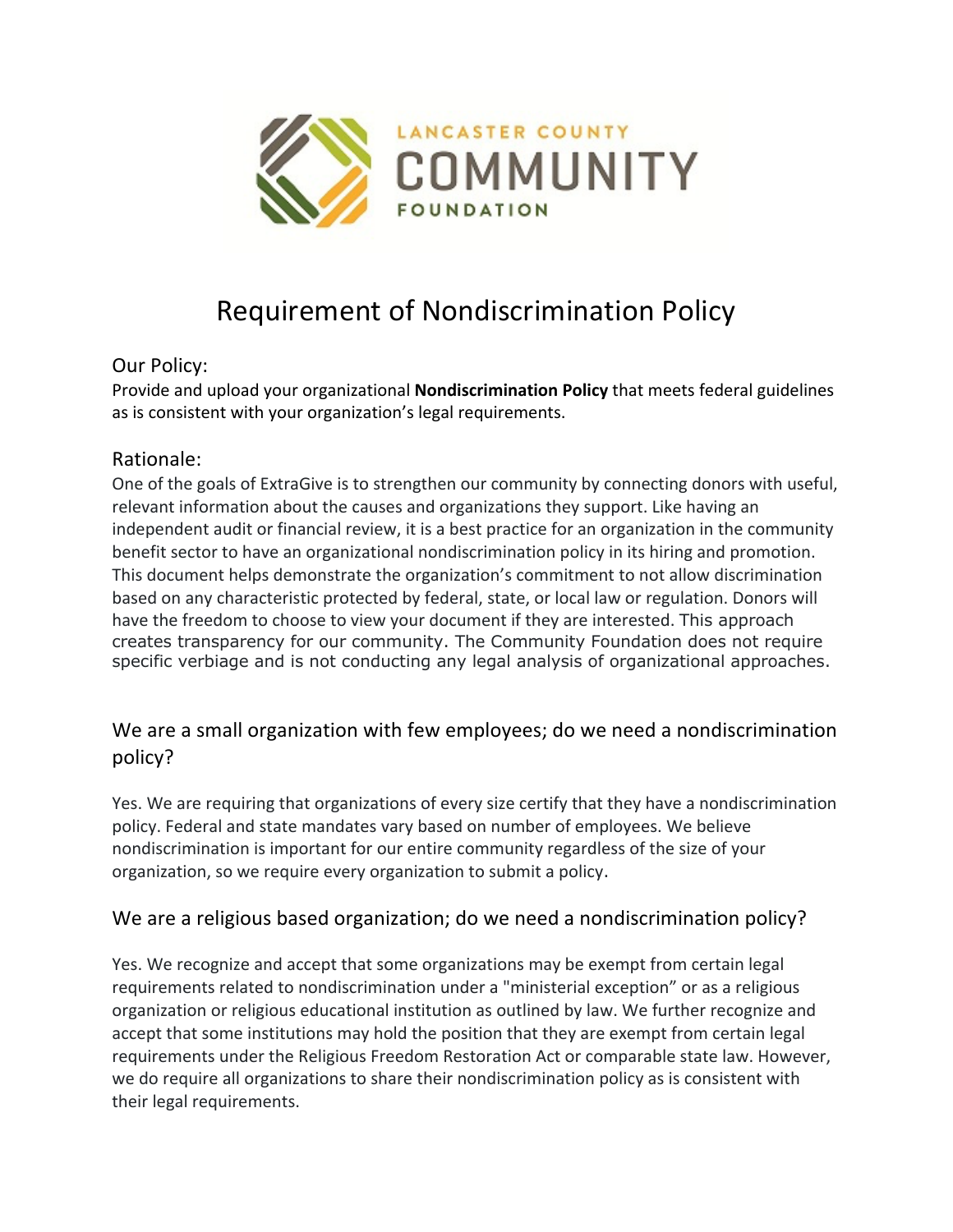LANCASTER COUNTY

COMMUNITY

FOUNDATION

# Requirement of Nondiscrimination Policy

## Our Policy:

Provide and upload your organizational **Nondiscrimination Policy** that meets federal guidelines as is consistent with your organization's legal requirements.

## Rationale:

One of the goals of ExtraGive is to strengthen our community by connecting donors with useful, relevant information about the causes and organizations they support. Like having an independent audit or financial review, it is a best practice for an organization in the community benefit sector to have an organizational nondiscrimination policy in its hiring and promotion. This document helps demonstrate the organization's commitment to not allow discrimination based on any characteristic protected by federal, state, or local law or regulation. Donors will have the freedom to choose to view your document if they are interested. This approach creates transparency for our community. The Community Foundation does not require specific verbiage and is not conducting any legal analysis of organizational approaches.

## We are a small organization with few employees; do we need a nondiscrimination policy?

Yes. We are requiring that organizations of every size certify that they have a nondiscrimination policy. Federal and state mandates vary based on number of employees. We believe nondiscrimination is important for our entire community regardless of the size of your organization, so we require every organization to submit a policy.

## We are a religious based organization; do we need a nondiscrimination policy?

Yes. We recognize and accept that some organizations may be exempt from certain legal requirements related to nondiscrimination under a "ministerial exception" or as a religious organization or religious educational institution as outlined by law. We further recognize and accept that some institutions may hold the position that they are exempt from certain legal requirements under the Religious Freedom Restoration Act or comparable state law. However, we do require all organizations to share their nondiscrimination policy as is consistent with their legal requirements.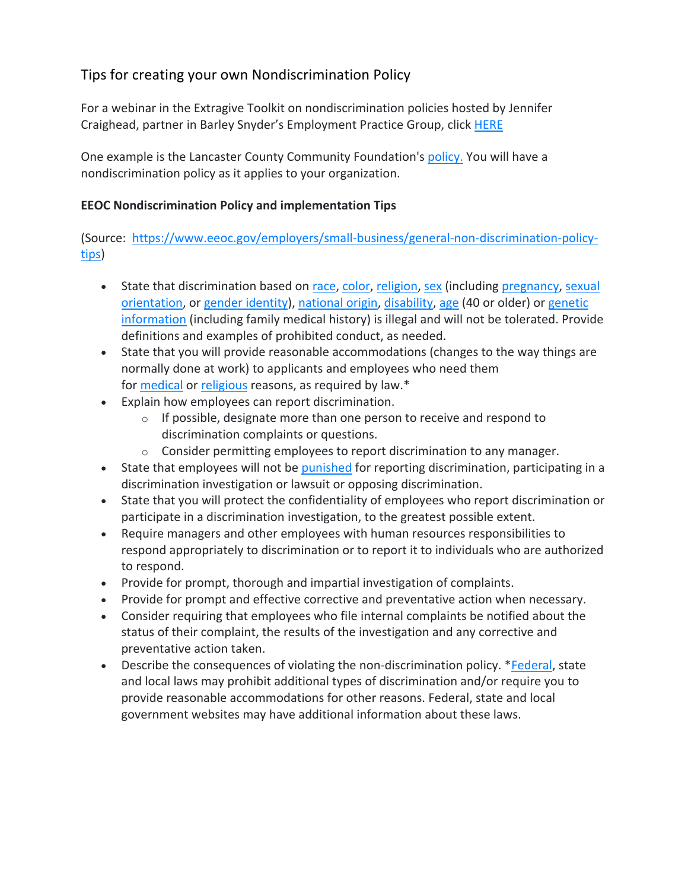## Tips for creating your own Nondiscrimination Policy

For a webinar in the Extragive Toolkit on nondiscrimination policies hosted by Jennifer Craighead, partner in Barley Snyder's Employment Practice Group, click HERE

One example is the Lancaster County Community Foundation's policy. You will have a nondiscrimination policy as it applies to your organization.

**EEOC Nondiscrimination Policy and implementation Tips**

(Source: https://www.eeoc.gov/employers/small-business/general-non-discrimination-policy-tips)

- State that discrimination based on race, color, religion, sex (including pregnancy, sexual orientation, or gender identity), national origin, disability, age (40 or older) or genetic information (including family medical history) is illegal and will not be tolerated. Provide definitions and examples of prohibited conduct, as needed.
- State that you will provide reasonable accommodations (changes to the way things are normally done at work) to applicants and employees who need them for medical or religious reasons, as required by law.*
- Explain how employees can report discrimination.
  - If possible, designate more than one person to receive and respond to discrimination complaints or questions.
  - Consider permitting employees to report discrimination to any manager.
- State that employees will not be punished for reporting discrimination, participating in a discrimination investigation or lawsuit or opposing discrimination.
- State that you will protect the confidentiality of employees who report discrimination or participate in a discrimination investigation, to the greatest possible extent.
- Require managers and other employees with human resources responsibilities to respond appropriately to discrimination or to report it to individuals who are authorized to respond.
- Provide for prompt, thorough and impartial investigation of complaints.
- Provide for prompt and effective corrective and preventative action when necessary.
- Consider requiring that employees who file internal complaints be notified about the status of their complaint, the results of the investigation and any corrective and preventative action taken.
- Describe the consequences of violating the non-discrimination policy. *Federal, state and local laws may prohibit additional types of discrimination and/or require you to provide reasonable accommodations for other reasons. Federal, state and local government websites may have additional information about these laws.